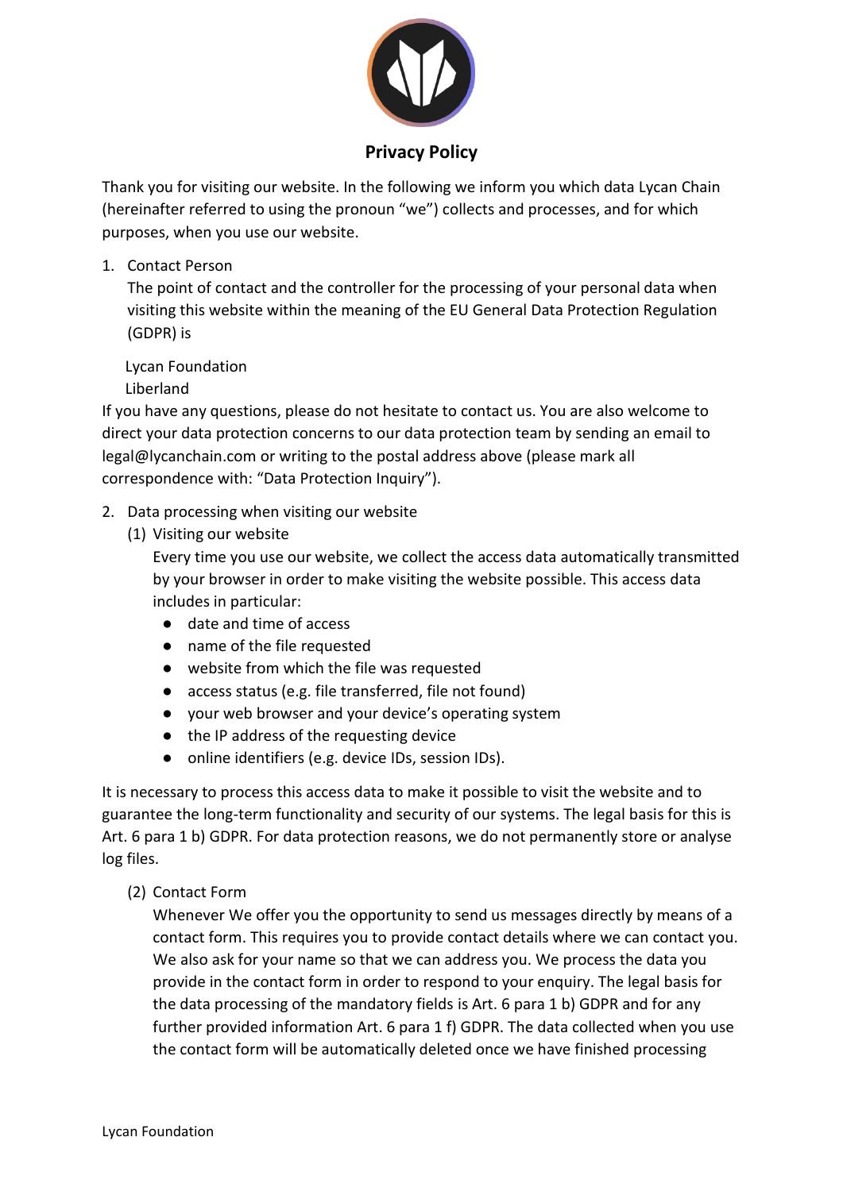# Privacy Policy

Thank you for visiting our website. In the following we inform you which data Lycan Chain (hereinafter referred to using the pronoun "we") collects and processes, and for which purposes, when you use our website.

1. Contact Person

   The point of contact and the controller for the processing of your personal data when visiting this website within the meaning of the EU General Data Protection Regulation (GDPR) is

   Lycan Foundation
   Liberland

If you have any questions, please do not hesitate to contact us. You are also welcome to direct your data protection concerns to our data protection team by sending an email to legal@lycanchain.com or writing to the postal address above (please mark all correspondence with: "Data Protection Inquiry").

2. Data processing when visiting our website

   (1) Visiting our website

   Every time you use our website, we collect the access data automatically transmitted by your browser in order to make visiting the website possible. This access data includes in particular:

   - date and time of access
   - name of the file requested
   - website from which the file was requested
   - access status (e.g. file transferred, file not found)
   - your web browser and your device's operating system
   - the IP address of the requesting device
   - online identifiers (e.g. device IDs, session IDs).

It is necessary to process this access data to make it possible to visit the website and to guarantee the long-term functionality and security of our systems. The legal basis for this is Art. 6 para 1 b) GDPR. For data protection reasons, we do not permanently store or analyse log files.

   (2) Contact Form

   Whenever We offer you the opportunity to send us messages directly by means of a contact form. This requires you to provide contact details where we can contact you. We also ask for your name so that we can address you. We process the data you provide in the contact form in order to respond to your enquiry. The legal basis for the data processing of the mandatory fields is Art. 6 para 1 b) GDPR and for any further provided information Art. 6 para 1 f) GDPR. The data collected when you use the contact form will be automatically deleted once we have finished processing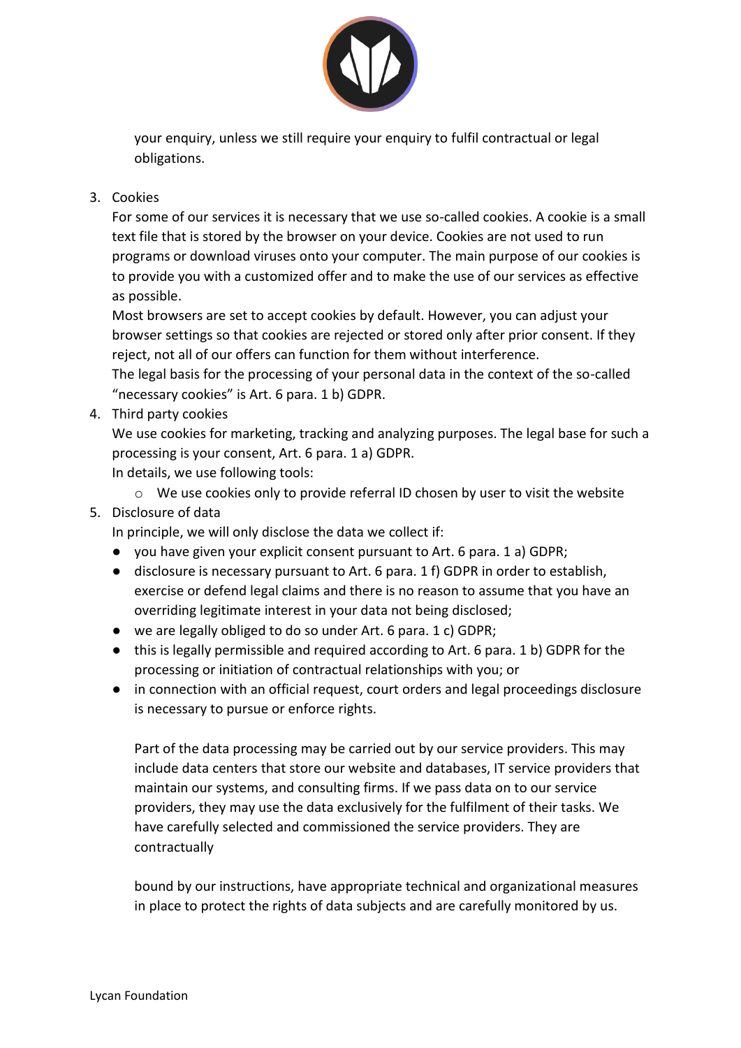your enquiry, unless we still require your enquiry to fulfil contractual or legal obligations.

3. Cookies
   For some of our services it is necessary that we use so-called cookies. A cookie is a small text file that is stored by the browser on your device. Cookies are not used to run programs or download viruses onto your computer. The main purpose of our cookies is to provide you with a customized offer and to make the use of our services as effective as possible.
   Most browsers are set to accept cookies by default. However, you can adjust your browser settings so that cookies are rejected or stored only after prior consent. If they reject, not all of our offers can function for them without interference.
   The legal basis for the processing of your personal data in the context of the so-called "necessary cookies" is Art. 6 para. 1 b) GDPR.
4. Third party cookies
   We use cookies for marketing, tracking and analyzing purposes. The legal base for such a processing is your consent, Art. 6 para. 1 a) GDPR.
   In details, we use following tools:
   - We use cookies only to provide referral ID chosen by user to visit the website
5. Disclosure of data
   In principle, we will only disclose the data we collect if:
   - you have given your explicit consent pursuant to Art. 6 para. 1 a) GDPR;
   - disclosure is necessary pursuant to Art. 6 para. 1 f) GDPR in order to establish, exercise or defend legal claims and there is no reason to assume that you have an overriding legitimate interest in your data not being disclosed;
   - we are legally obliged to do so under Art. 6 para. 1 c) GDPR;
   - this is legally permissible and required according to Art. 6 para. 1 b) GDPR for the processing or initiation of contractual relationships with you; or
   - in connection with an official request, court orders and legal proceedings disclosure is necessary to pursue or enforce rights.

   Part of the data processing may be carried out by our service providers. This may include data centers that store our website and databases, IT service providers that maintain our systems, and consulting firms. If we pass data on to our service providers, they may use the data exclusively for the fulfilment of their tasks. We have carefully selected and commissioned the service providers. They are contractually bound by our instructions, have appropriate technical and organizational measures in place to protect the rights of data subjects and are carefully monitored by us.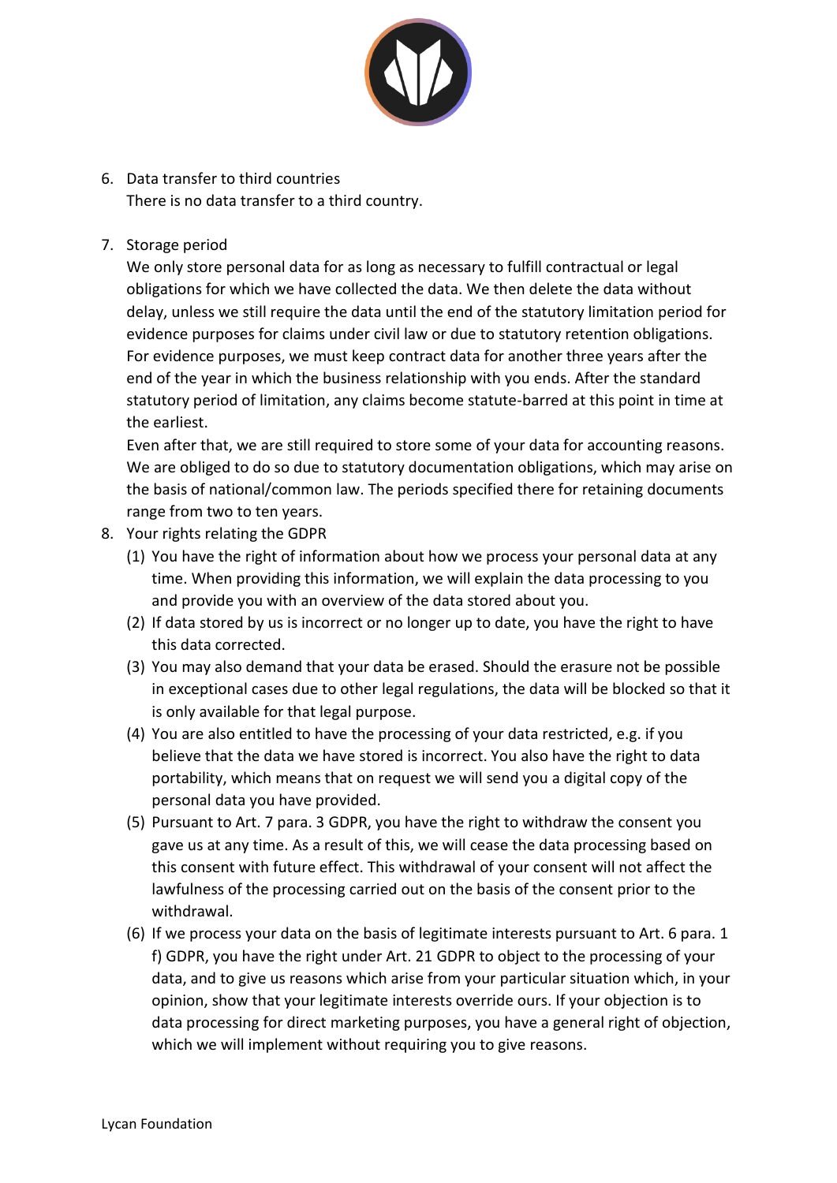6. Data transfer to third countries
   There is no data transfer to a third country.

7. Storage period
   We only store personal data for as long as necessary to fulfill contractual or legal obligations for which we have collected the data. We then delete the data without delay, unless we still require the data until the end of the statutory limitation period for evidence purposes for claims under civil law or due to statutory retention obligations. For evidence purposes, we must keep contract data for another three years after the end of the year in which the business relationship with you ends. After the standard statutory period of limitation, any claims become statute-barred at this point in time at the earliest.
   Even after that, we are still required to store some of your data for accounting reasons. We are obliged to do so due to statutory documentation obligations, which may arise on the basis of national/common law. The periods specified there for retaining documents range from two to ten years.

8. Your rights relating the GDPR
   (1) You have the right of information about how we process your personal data at any time. When providing this information, we will explain the data processing to you and provide you with an overview of the data stored about you.
   (2) If data stored by us is incorrect or no longer up to date, you have the right to have this data corrected.
   (3) You may also demand that your data be erased. Should the erasure not be possible in exceptional cases due to other legal regulations, the data will be blocked so that it is only available for that legal purpose.
   (4) You are also entitled to have the processing of your data restricted, e.g. if you believe that the data we have stored is incorrect. You also have the right to data portability, which means that on request we will send you a digital copy of the personal data you have provided.
   (5) Pursuant to Art. 7 para. 3 GDPR, you have the right to withdraw the consent you gave us at any time. As a result of this, we will cease the data processing based on this consent with future effect. This withdrawal of your consent will not affect the lawfulness of the processing carried out on the basis of the consent prior to the withdrawal.
   (6) If we process your data on the basis of legitimate interests pursuant to Art. 6 para. 1 f) GDPR, you have the right under Art. 21 GDPR to object to the processing of your data, and to give us reasons which arise from your particular situation which, in your opinion, show that your legitimate interests override ours. If your objection is to data processing for direct marketing purposes, you have a general right of objection, which we will implement without requiring you to give reasons.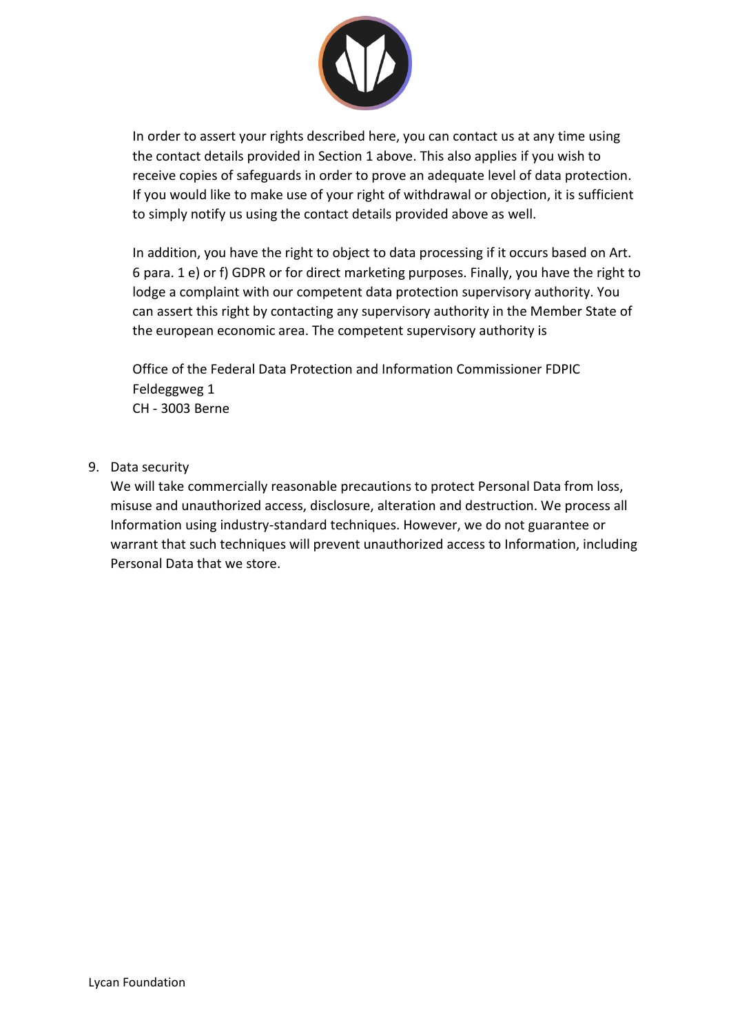In order to assert your rights described here, you can contact us at any time using the contact details provided in Section 1 above. This also applies if you wish to receive copies of safeguards in order to prove an adequate level of data protection. If you would like to make use of your right of withdrawal or objection, it is sufficient to simply notify us using the contact details provided above as well.

In addition, you have the right to object to data processing if it occurs based on Art. 6 para. 1 e) or f) GDPR or for direct marketing purposes. Finally, you have the right to lodge a complaint with our competent data protection supervisory authority. You can assert this right by contacting any supervisory authority in the Member State of the european economic area. The competent supervisory authority is

Office of the Federal Data Protection and Information Commissioner FDPIC  
Feldeggweg 1  
CH - 3003 Berne

9. Data security  
We will take commercially reasonable precautions to protect Personal Data from loss, misuse and unauthorized access, disclosure, alteration and destruction. We process all Information using industry-standard techniques. However, we do not guarantee or warrant that such techniques will prevent unauthorized access to Information, including Personal Data that we store.